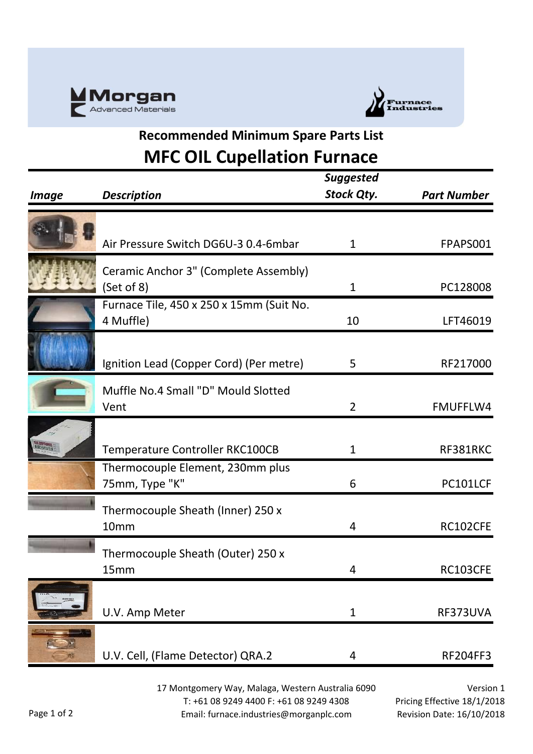Morgan Advanced Materials

Furnace Industries

## Recommended Minimum Spare Parts List

# MFC OIL Cupellation Furnace

| Image | Description | Suggested Stock Qty. | Part Number |
|---|---|---|---|
| | Air Pressure Switch DG6U-3 0.4-6mbar | 1 | FPAPS001 |
| | Ceramic Anchor 3" (Complete Assembly) (Set of 8) | 1 | PC128008 |
| | Furnace Tile, 450 x 250 x 15mm (Suit No. 4 Muffle) | 10 | LFT46019 |
| | Ignition Lead (Copper Cord) (Per metre) | 5 | RF217000 |
| | Muffle No.4 Small "D" Mould Slotted Vent | 2 | FMUFFLW4 |
| | Temperature Controller RKC100CB | 1 | RF381RKC |
| | Thermocouple Element, 230mm plus 75mm, Type "K" | 6 | PC101LCF |
| | Thermocouple Sheath (Inner) 250 x 10mm | 4 | RC102CFE |
| | Thermocouple Sheath (Outer) 250 x 15mm | 4 | RC103CFE |
| | U.V. Amp Meter | 1 | RF373UVA |
| | U.V. Cell, (Flame Detector) QRA.2 | 4 | RF204FF3 |

17 Montgomery Way, Malaga, Western Australia 6090
T: +61 08 9249 4400 F: +61 08 9249 4308
Email: furnace.industries@morganplc.com

Version 1
Pricing Effective 18/1/2018
Revision Date: 16/10/2018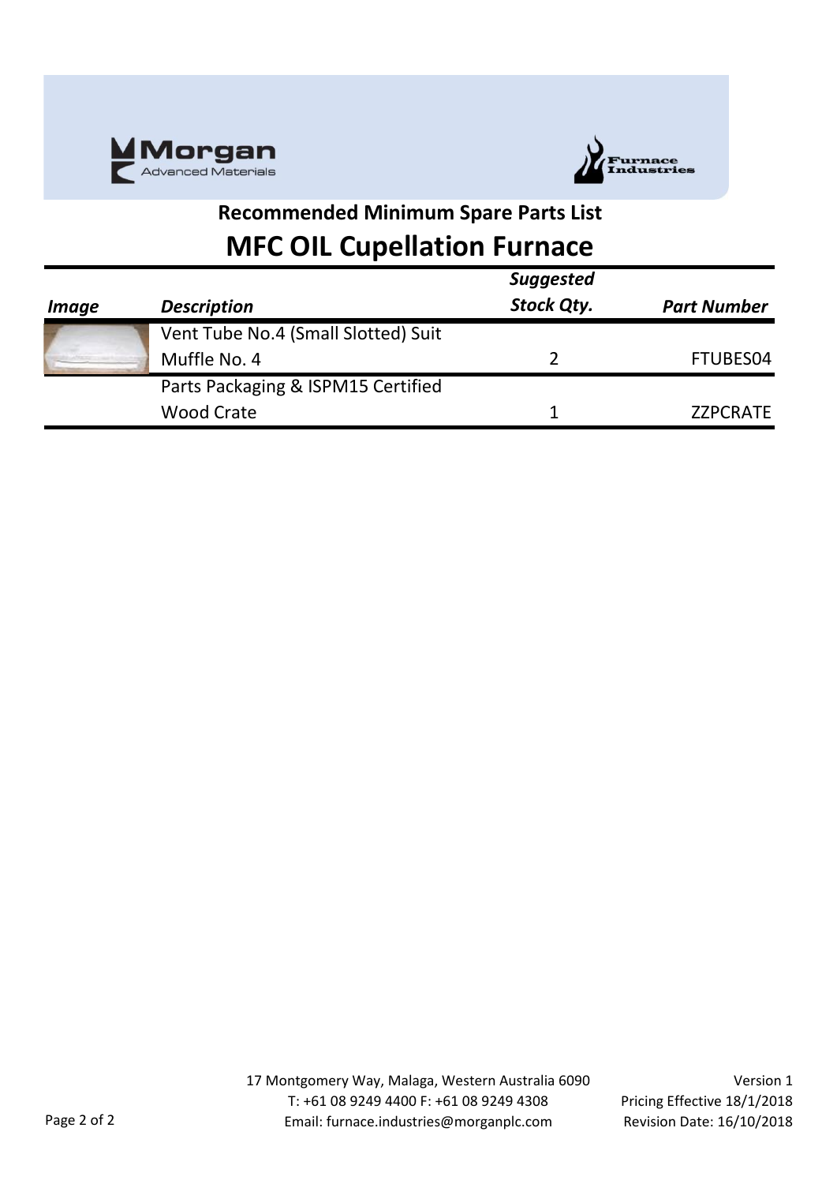## Recommended Minimum Spare Parts List

# MFC OIL Cupellation Furnace

| *Image* | *Description* | *Suggested Stock Qty.* | *Part Number* |
|---|---|---|---|
| | Vent Tube No.4 (Small Slotted) Suit Muffle No. 4 | 2 | FTUBES04 |
| | Parts Packaging & ISPM15 Certified Wood Crate | 1 | ZZPCRATE |

17 Montgomery Way, Malaga, Western Australia 6090
T: +61 08 9249 4400 F: +61 08 9249 4308
Email: furnace.industries@morganplc.com

Version 1
Pricing Effective 18/1/2018
Revision Date: 16/10/2018